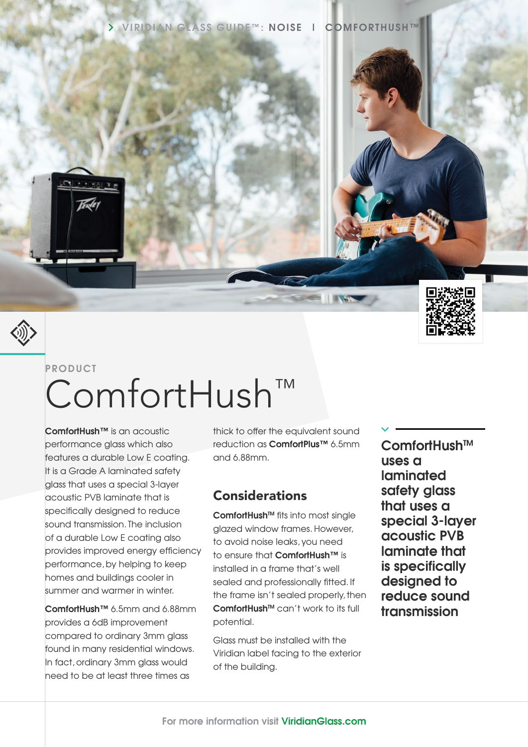> VIRIDIAN GLASS GUIDE™: NOISE | COMFORTHUSH™

PRODUCT

# ComfortHush™

**ComfortHush™** is an acoustic performance glass which also features a durable Low E coating. It is a Grade A laminated safety glass that uses a special 3-layer acoustic PVB laminate that is specifically designed to reduce sound transmission. The inclusion of a durable Low E coating also provides improved energy efficiency performance, by helping to keep homes and buildings cooler in summer and warmer in winter.

**ComfortHush™** 6.5mm and 6.88mm provides a 6dB improvement compared to ordinary 3mm glass found in many residential windows. In fact, ordinary 3mm glass would need to be at least three times as thick to offer the equivalent sound reduction as **ComfortPlus™** 6.5mm and 6.88mm.

## Considerations

**ComfortHush™** fits into most single glazed window frames. However, to avoid noise leaks, you need to ensure that **ComfortHush™** is installed in a frame that's well sealed and professionally fitted. If the frame isn't sealed properly, then **ComfortHush™** can't work to its full potential.

Glass must be installed with the Viridian label facing to the exterior of the building.

**ComfortHush™ uses a laminated safety glass that uses a special 3-layer acoustic PVB laminate that is specifically designed to reduce sound transmission**

For more information visit **ViridianGlass.com**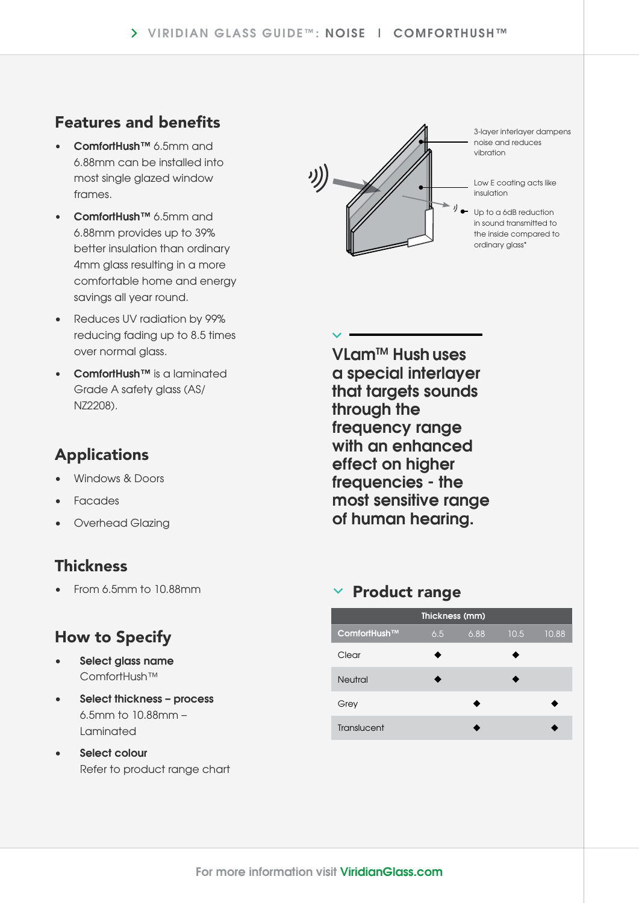## Features and benefits

- **ComfortHush™** 6.5mm and 6.88mm can be installed into most single glazed window frames.
- **ComfortHush™** 6.5mm and 6.88mm provides up to 39% better insulation than ordinary 4mm glass resulting in a more comfortable home and energy savings all year round.
- Reduces UV radiation by 99% reducing fading up to 8.5 times over normal glass.
- **ComfortHush™** is a laminated Grade A safety glass (AS/NZ2208).

## Applications

- Windows & Doors
- Facades
- Overhead Glazing

## Thickness

- From 6.5mm to 10.88mm

## How to Specify

- **Select glass name**
  ComfortHush™
- **Select thickness – process**
  6.5mm to 10.88mm – Laminated
- **Select colour**
  Refer to product range chart

3-layer interlayer dampens noise and reduces vibration

Low E coating acts like insulation

Up to a 6dB reduction in sound transmitted to the inside compared to ordinary glass*

**VLam™ Hush uses a special interlayer that targets sounds through the frequency range with an enhanced effect on higher frequencies - the most sensitive range of human hearing.**

## Product range

| | Thickness (mm) | | | |
|---|---|---|---|---|
| **ComfortHush™** | 6.5 | 6.88 | 10.5 | 10.88 |
| Clear | ◆ | | ◆ | |
| Neutral | ◆ | | ◆ | |
| Grey | | ◆ | | ◆ |
| Translucent | | ◆ | | ◆ |

For more information visit **ViridianGlass.com**